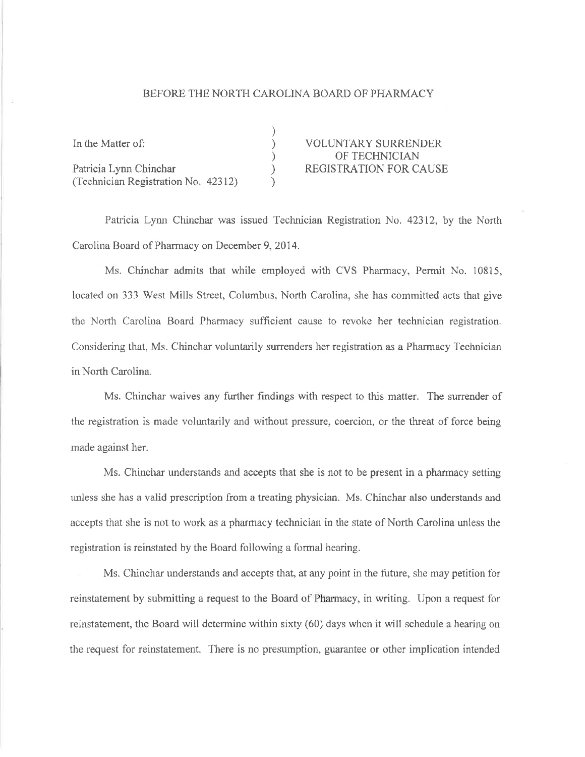BEFORE THE NORTH CAROLINA BOARD OF PHARMACY

| | | |
|---|---|---|
| In the Matter of: | ) | VOLUNTARY SURRENDER |
| | ) | OF TECHNICIAN |
| Patricia Lynn Chinchar | ) | REGISTRATION FOR CAUSE |
| (Technician Registration No. 42312) | ) | |

Patricia Lynn Chinchar was issued Technician Registration No. 42312, by the North Carolina Board of Pharmacy on December 9, 2014.

Ms. Chinchar admits that while employed with CVS Pharmacy, Permit No. 10815, located on 333 West Mills Street, Columbus, North Carolina, she has committed acts that give the North Carolina Board Pharmacy sufficient cause to revoke her technician registration. Considering that, Ms. Chinchar voluntarily surrenders her registration as a Pharmacy Technician in North Carolina.

Ms. Chinchar waives any further findings with respect to this matter. The surrender of the registration is made voluntarily and without pressure, coercion, or the threat of force being made against her.

Ms. Chinchar understands and accepts that she is not to be present in a pharmacy setting unless she has a valid prescription from a treating physician. Ms. Chinchar also understands and accepts that she is not to work as a pharmacy technician in the state of North Carolina unless the registration is reinstated by the Board following a formal hearing.

Ms. Chinchar understands and accepts that, at any point in the future, she may petition for reinstatement by submitting a request to the Board of Pharmacy, in writing. Upon a request for reinstatement, the Board will determine within sixty (60) days when it will schedule a hearing on the request for reinstatement. There is no presumption, guarantee or other implication intended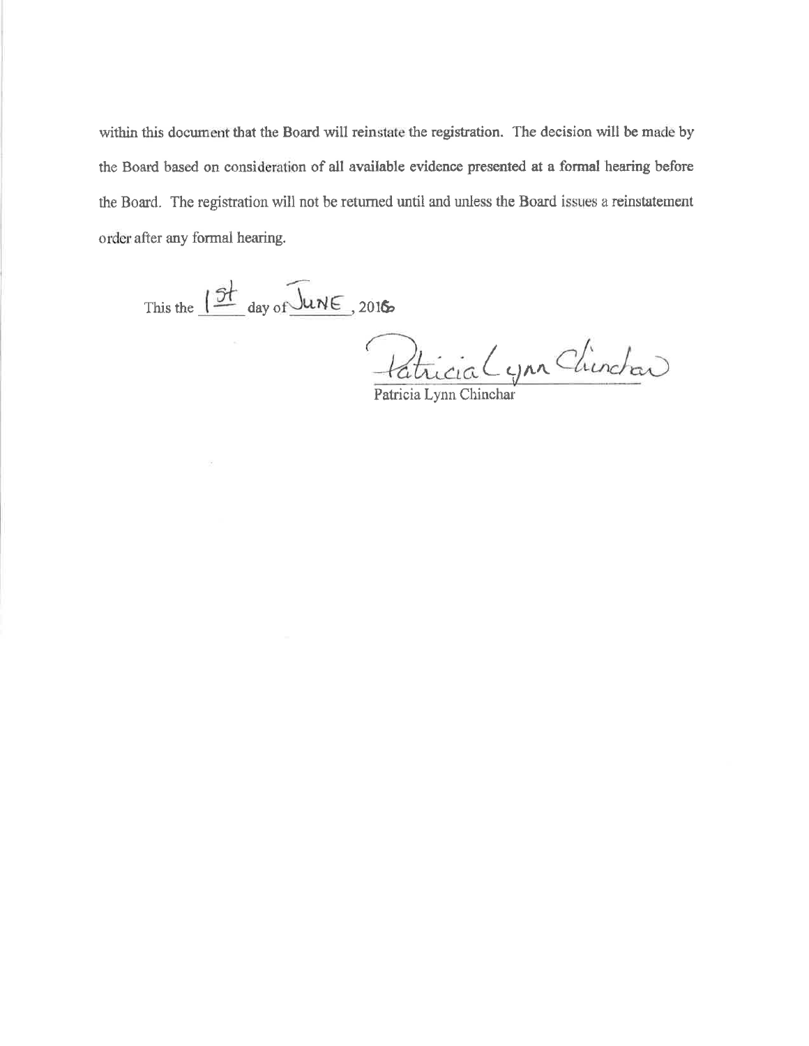within this document that the Board will reinstate the registration. The decision will be made by the Board based on consideration of all available evidence presented at a formal hearing before the Board. The registration will not be returned until and unless the Board issues a reinstatement order after any formal hearing.

This the 1st day of JUNE, 2016

Patricia Lynn Chinchar

Patricia Lynn Chinchar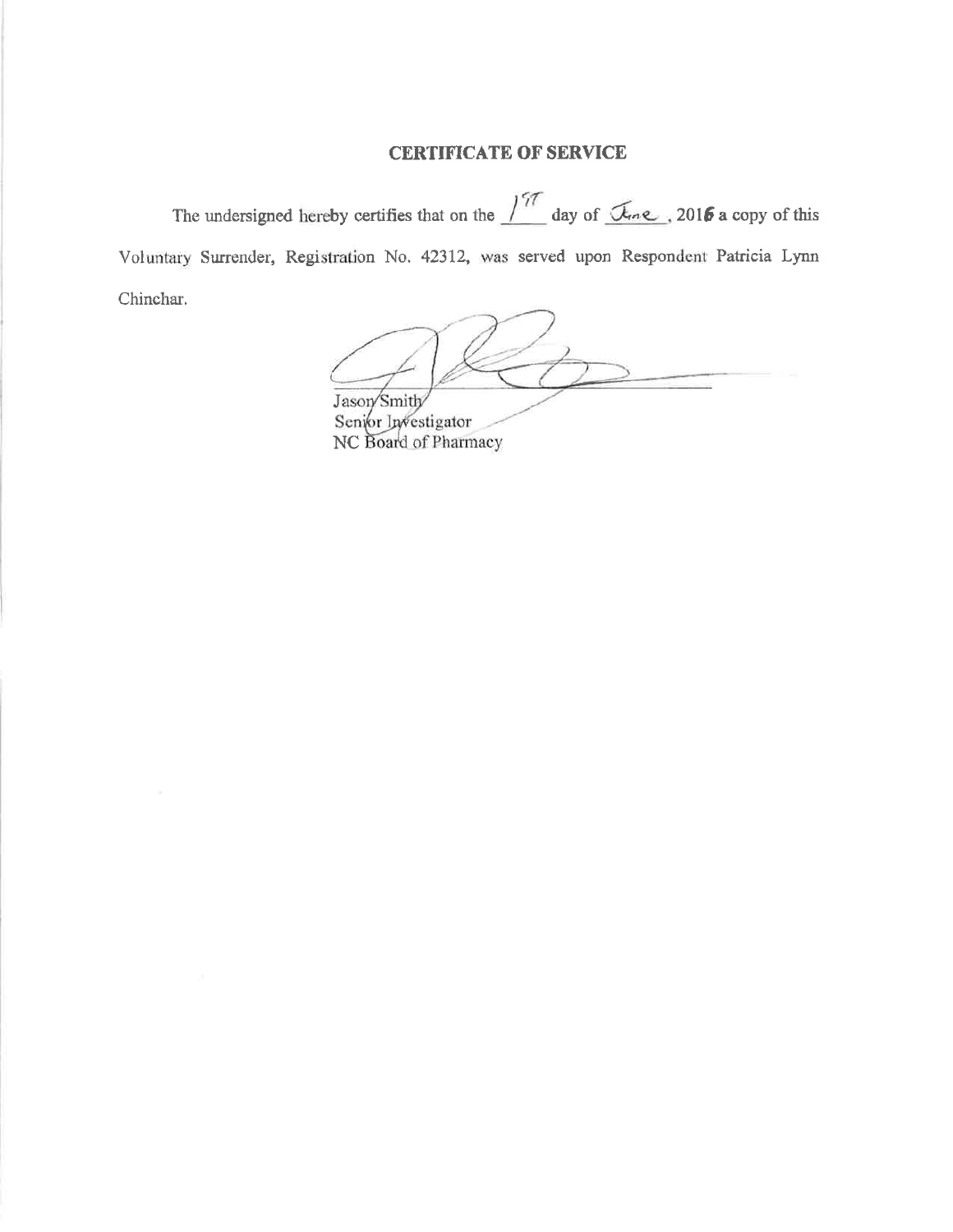# CERTIFICATE OF SERVICE

The undersigned hereby certifies that on the 1st day of June, 2016 a copy of this Voluntary Surrender, Registration No. 42312, was served upon Respondent Patricia Lynn Chinchar.

Jason Smith
Senior Investigator
NC Board of Pharmacy